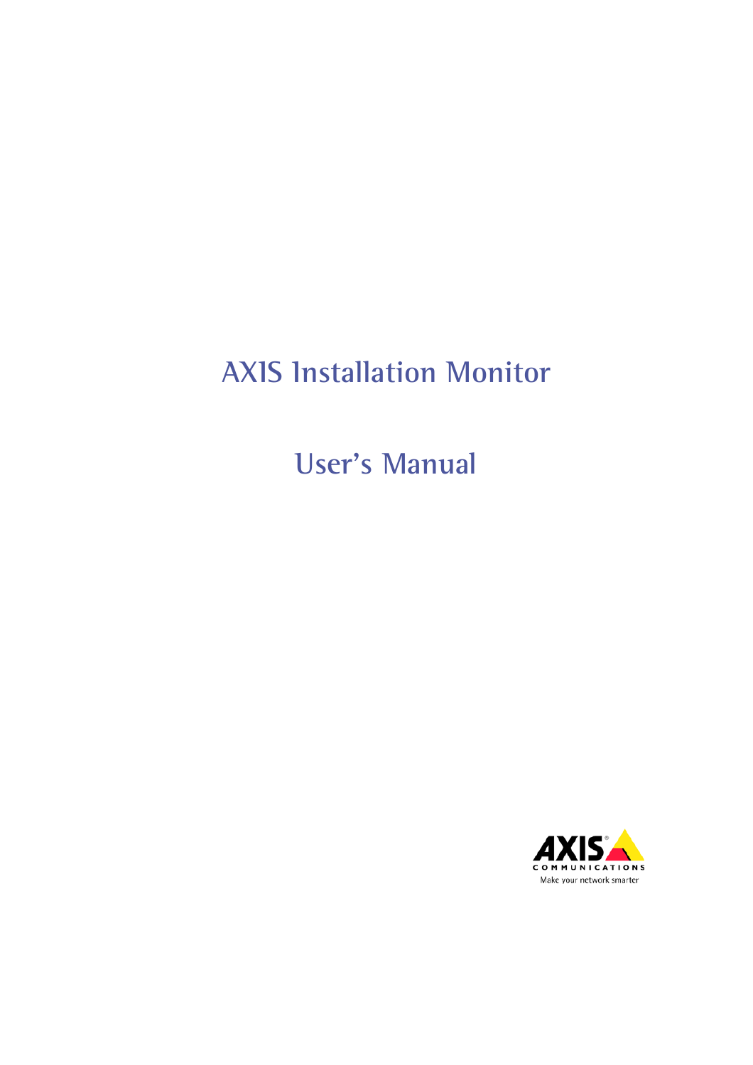# AXIS Installation Monitor

# User's Manual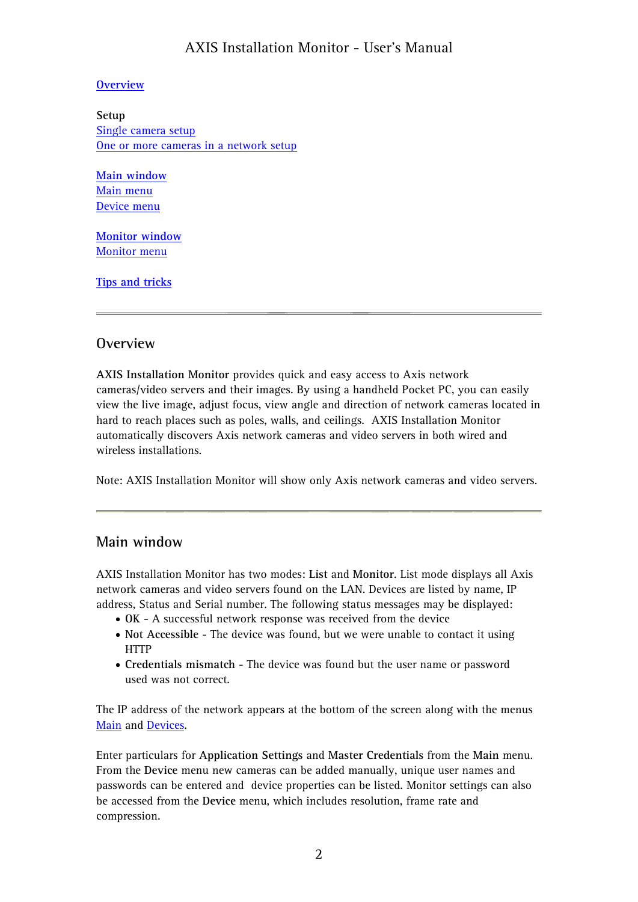[Overview](#overview)

**Setup**
[Single camera setup](#)
[One or more cameras in a network setup](#)

[Main window](#main-window)
[Main menu](#)
[Device menu](#)

[Monitor window](#)
[Monitor menu](#)

[Tips and tricks](#)

---

## Overview

**AXIS Installation Monitor** provides quick and easy access to Axis network cameras/video servers and their images. By using a handheld Pocket PC, you can easily view the live image, adjust focus, view angle and direction of network cameras located in hard to reach places such as poles, walls, and ceilings. AXIS Installation Monitor automatically discovers Axis network cameras and video servers in both wired and wireless installations.

Note: AXIS Installation Monitor will show only Axis network cameras and video servers.

---

## Main window

AXIS Installation Monitor has two modes: **List** and **Monitor**. List mode displays all Axis network cameras and video servers found on the LAN. Devices are listed by name, IP address, Status and Serial number. The following status messages may be displayed:

- **OK** - A successful network response was received from the device
- **Not Accessible** - The device was found, but we were unable to contact it using HTTP
- **Credentials mismatch** - The device was found but the user name or password used was not correct.

The IP address of the network appears at the bottom of the screen along with the menus [Main](#) and [Devices](#).

Enter particulars for **Application Settings** and **Master Credentials** from the **Main** menu. From the **Device** menu new cameras can be added manually, unique user names and passwords can be entered and device properties can be listed. Monitor settings can also be accessed from the **Device** menu, which includes resolution, frame rate and compression.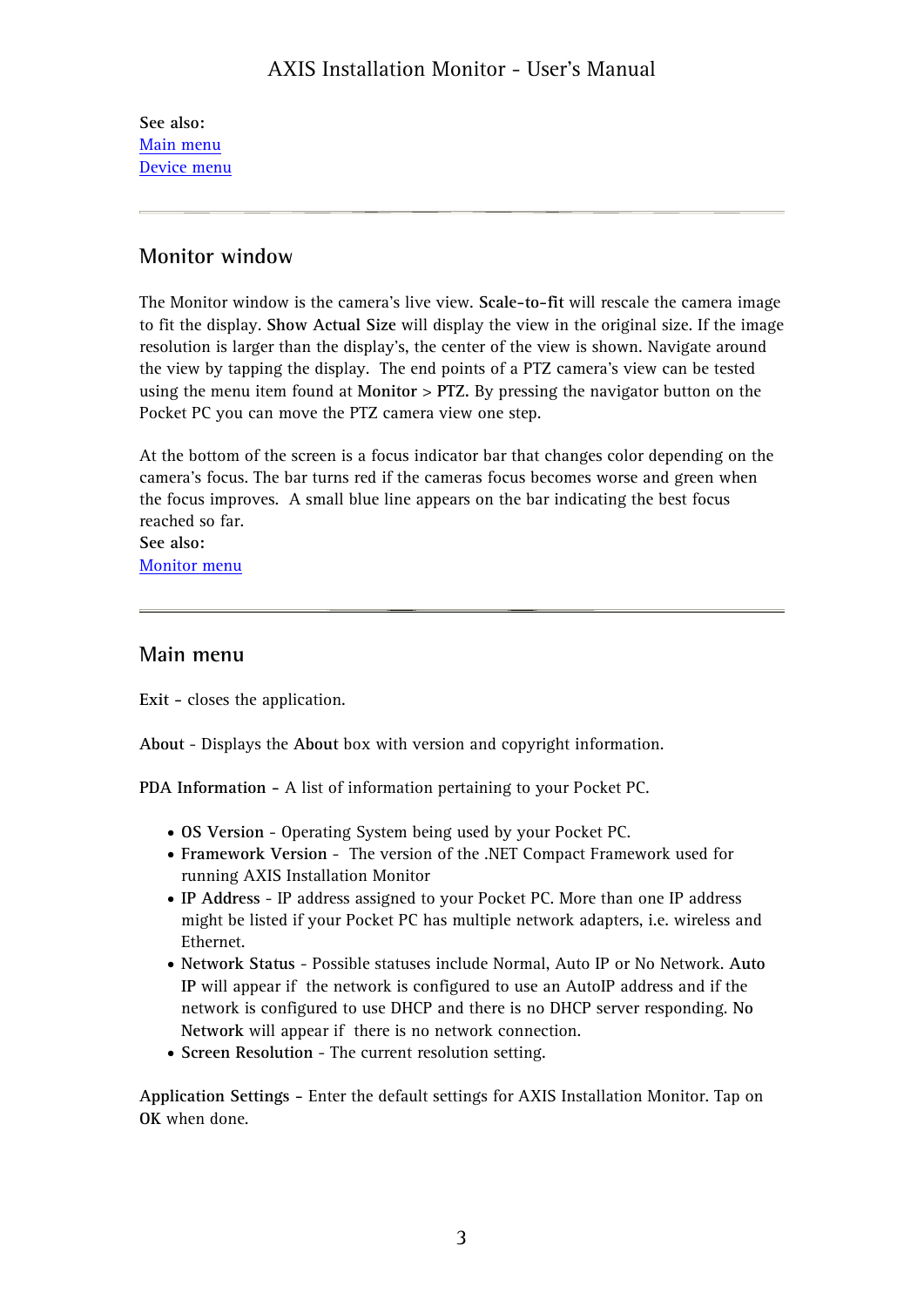**See also:**
[Main menu](#)
[Device menu](#)

---

## Monitor window

The Monitor window is the camera's live view. **Scale-to-fit** will rescale the camera image to fit the display. **Show Actual Size** will display the view in the original size. If the image resolution is larger than the display's, the center of the view is shown. Navigate around the view by tapping the display. The end points of a PTZ camera's view can be tested using the menu item found at **Monitor** > **PTZ.** By pressing the navigator button on the Pocket PC you can move the PTZ camera view one step.

At the bottom of the screen is a focus indicator bar that changes color depending on the camera's focus. The bar turns red if the cameras focus becomes worse and green when the focus improves. A small blue line appears on the bar indicating the best focus reached so far.

**See also:**
[Monitor menu](#)

---

## Main menu

**Exit** - closes the application.

**About** - Displays the **About** box with version and copyright information.

**PDA Information** - A list of information pertaining to your Pocket PC.

- **OS Version** - Operating System being used by your Pocket PC.
- **Framework Version** - The version of the .NET Compact Framework used for running AXIS Installation Monitor
- **IP Address** - IP address assigned to your Pocket PC. More than one IP address might be listed if your Pocket PC has multiple network adapters, i.e. wireless and Ethernet.
- **Network Status** - Possible statuses include Normal, Auto IP or No Network. **Auto IP** will appear if the network is configured to use an AutoIP address and if the network is configured to use DHCP and there is no DHCP server responding. **No Network** will appear if there is no network connection.
- **Screen Resolution** - The current resolution setting.

**Application Settings** - Enter the default settings for AXIS Installation Monitor. Tap on **OK** when done.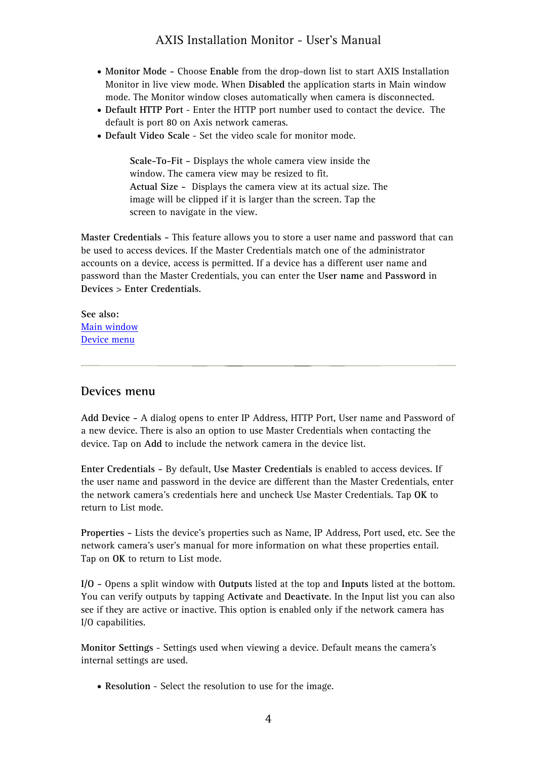- **Monitor Mode** – Choose **Enable** from the drop-down list to start AXIS Installation Monitor in live view mode. When **Disabled** the application starts in Main window mode. The Monitor window closes automatically when camera is disconnected.
- **Default HTTP Port** - Enter the HTTP port number used to contact the device. The default is port 80 on Axis network cameras.
- **Default Video Scale** - Set the video scale for monitor mode.

  **Scale-To-Fit** – Displays the whole camera view inside the window. The camera view may be resized to fit.
  **Actual Size** – Displays the camera view at its actual size. The image will be clipped if it is larger than the screen. Tap the screen to navigate in the view.

**Master Credentials** – This feature allows you to store a user name and password that can be used to access devices. If the Master Credentials match one of the administrator accounts on a device, access is permitted. If a device has a different user name and password than the Master Credentials, you can enter the **User name** and **Password** in **Devices** > **Enter Credentials**.

**See also:**
Main window
Device menu

---

## Devices menu

**Add Device** – A dialog opens to enter IP Address, HTTP Port, User name and Password of a new device. There is also an option to use Master Credentials when contacting the device. Tap on **Add** to include the network camera in the device list.

**Enter Credentials** – By default, **Use Master Credentials** is enabled to access devices. If the user name and password in the device are different than the Master Credentials, enter the network camera's credentials here and uncheck Use Master Credentials. Tap **OK** to return to List mode.

**Properties** – Lists the device's properties such as Name, IP Address, Port used, etc. See the network camera's user's manual for more information on what these properties entail. Tap on **OK** to return to List mode.

**I/O** – Opens a split window with **Outputs** listed at the top and **Inputs** listed at the bottom. You can verify outputs by tapping **Activate** and **Deactivate**. In the Input list you can also see if they are active or inactive. This option is enabled only if the network camera has I/O capabilities.

**Monitor Settings** - Settings used when viewing a device. Default means the camera's internal settings are used.

- **Resolution** - Select the resolution to use for the image.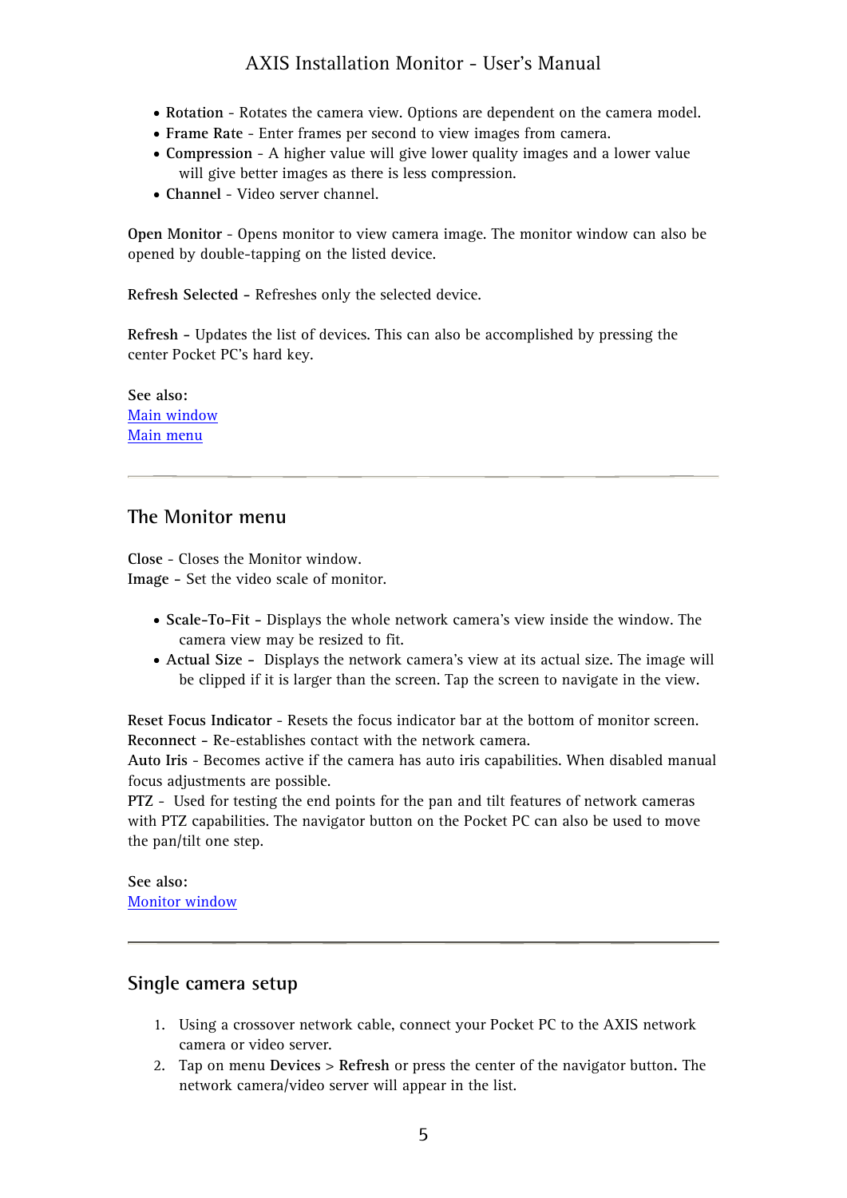- **Rotation** - Rotates the camera view. Options are dependent on the camera model.
- **Frame Rate** - Enter frames per second to view images from camera.
- **Compression** - A higher value will give lower quality images and a lower value will give better images as there is less compression.
- **Channel** - Video server channel.

**Open Monitor** - Opens monitor to view camera image. The monitor window can also be opened by double-tapping on the listed device.

**Refresh Selected** – Refreshes only the selected device.

**Refresh** – Updates the list of devices. This can also be accomplished by pressing the center Pocket PC's hard key.

**See also:**
Main window
Main menu

---

## The Monitor menu

**Close** - Closes the Monitor window.
**Image** – Set the video scale of monitor.

- **Scale-To-Fit** – Displays the whole network camera's view inside the window. The camera view may be resized to fit.
- **Actual Size** – Displays the network camera's view at its actual size. The image will be clipped if it is larger than the screen. Tap the screen to navigate in the view.

**Reset Focus Indicator** - Resets the focus indicator bar at the bottom of monitor screen.
**Reconnect** – Re-establishes contact with the network camera.
**Auto Iris** - Becomes active if the camera has auto iris capabilities. When disabled manual focus adjustments are possible.
**PTZ** - Used for testing the end points for the pan and tilt features of network cameras with PTZ capabilities. The navigator button on the Pocket PC can also be used to move the pan/tilt one step.

**See also:**
Monitor window

---

## Single camera setup

1. Using a crossover network cable, connect your Pocket PC to the AXIS network camera or video server.
2. Tap on menu **Devices** > **Refresh** or press the center of the navigator button. The network camera/video server will appear in the list.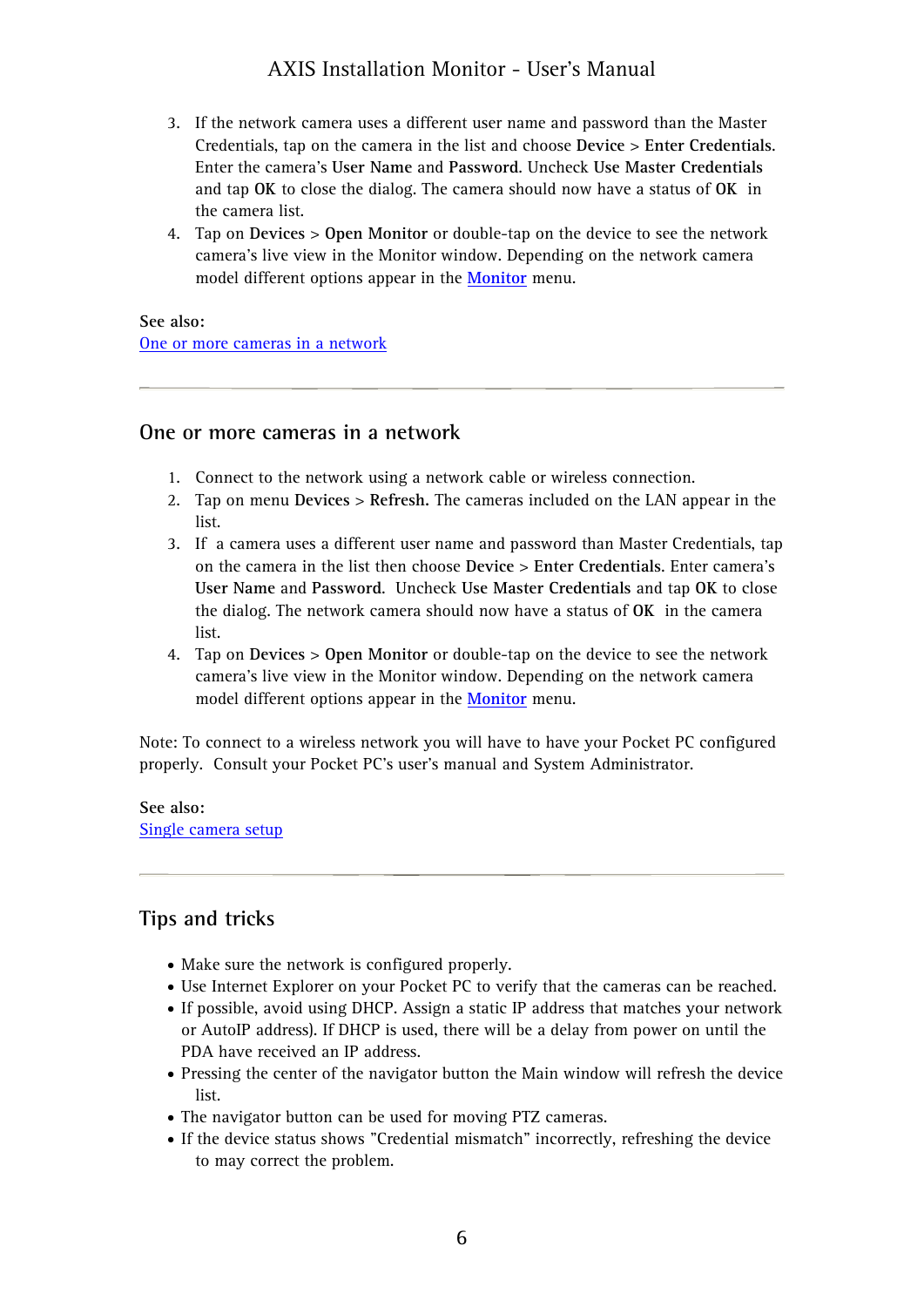3. If the network camera uses a different user name and password than the Master Credentials, tap on the camera in the list and choose **Device** > **Enter Credentials**. Enter the camera's **User Name** and **Password**. Uncheck **Use Master Credentials** and tap **OK** to close the dialog. The camera should now have a status of **OK** in the camera list.
4. Tap on **Devices** > **Open Monitor** or double-tap on the device to see the network camera's live view in the Monitor window. Depending on the network camera model different options appear in the Monitor menu.

**See also:**
One or more cameras in a network

---

## One or more cameras in a network

1. Connect to the network using a network cable or wireless connection.
2. Tap on menu **Devices** > **Refresh.** The cameras included on the LAN appear in the list.
3. If a camera uses a different user name and password than Master Credentials, tap on the camera in the list then choose **Device** > **Enter Credentials**. Enter camera's **User Name** and **Password**. Uncheck **Use Master Credentials** and tap **OK** to close the dialog. The network camera should now have a status of **OK** in the camera list.
4. Tap on **Devices** > **Open Monitor** or double-tap on the device to see the network camera's live view in the Monitor window. Depending on the network camera model different options appear in the Monitor menu.

Note: To connect to a wireless network you will have to have your Pocket PC configured properly. Consult your Pocket PC's user's manual and System Administrator.

**See also:**
Single camera setup

---

## Tips and tricks

- Make sure the network is configured properly.
- Use Internet Explorer on your Pocket PC to verify that the cameras can be reached.
- If possible, avoid using DHCP. Assign a static IP address that matches your network or AutoIP address). If DHCP is used, there will be a delay from power on until the PDA have received an IP address.
- Pressing the center of the navigator button the Main window will refresh the device list.
- The navigator button can be used for moving PTZ cameras.
- If the device status shows "Credential mismatch" incorrectly, refreshing the device to may correct the problem.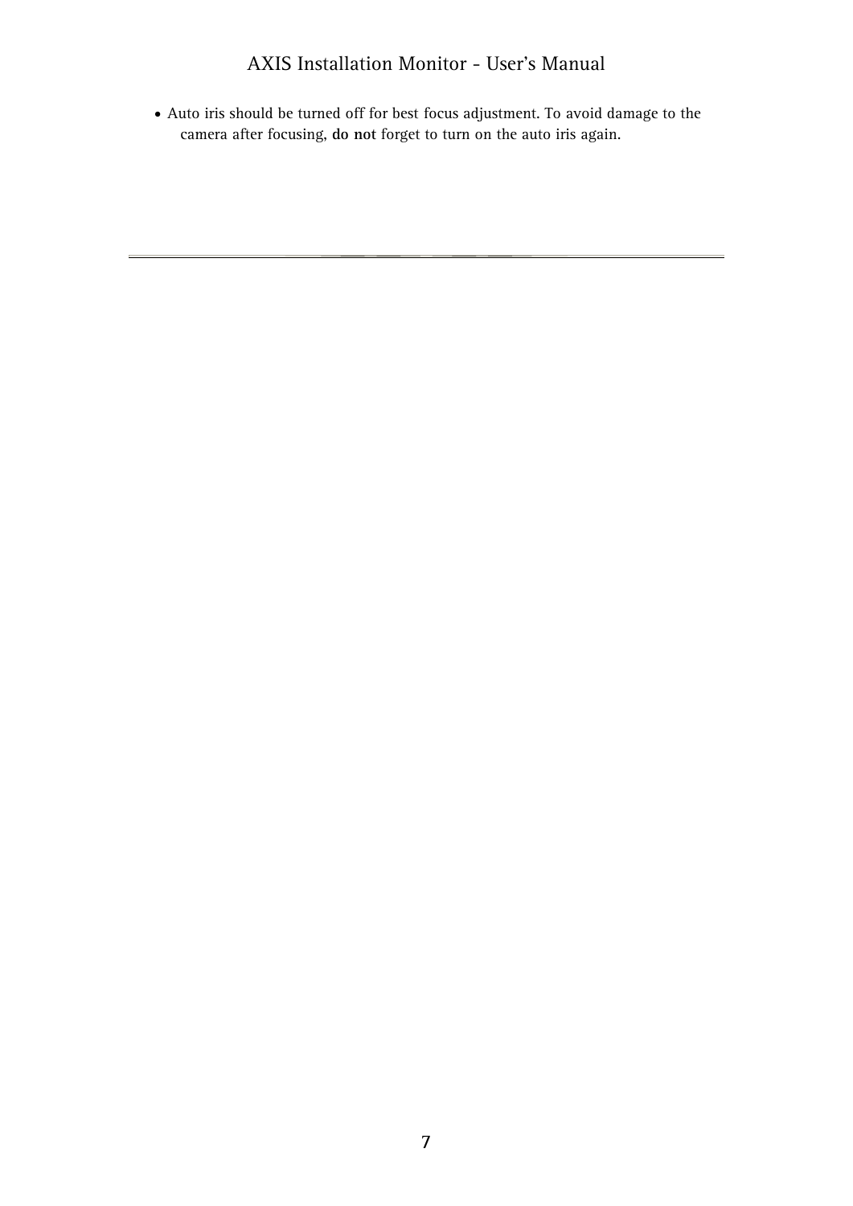- Auto iris should be turned off for best focus adjustment. To avoid damage to the camera after focusing, **do not** forget to turn on the auto iris again.